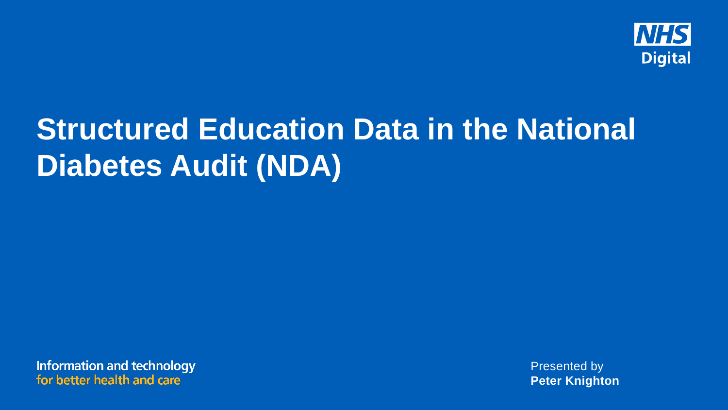NHS Digital

# Structured Education Data in the National Diabetes Audit (NDA)

Information and technology
for better health and care

Presented by
**Peter Knighton**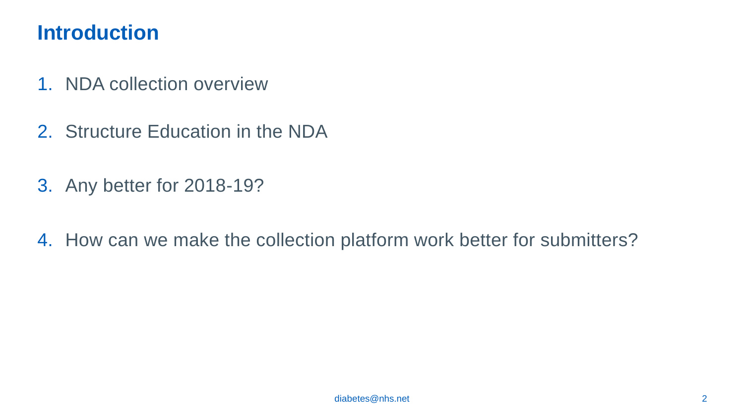# Introduction

1. NDA collection overview

2. Structure Education in the NDA

3. Any better for 2018-19?

4. How can we make the collection platform work better for submitters?

diabetes@nhs.net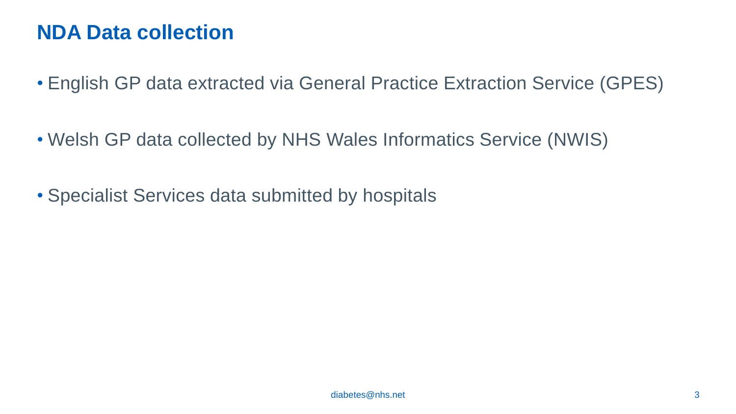# NDA Data collection

- English GP data extracted via General Practice Extraction Service (GPES)
- Welsh GP data collected by NHS Wales Informatics Service (NWIS)
- Specialist Services data submitted by hospitals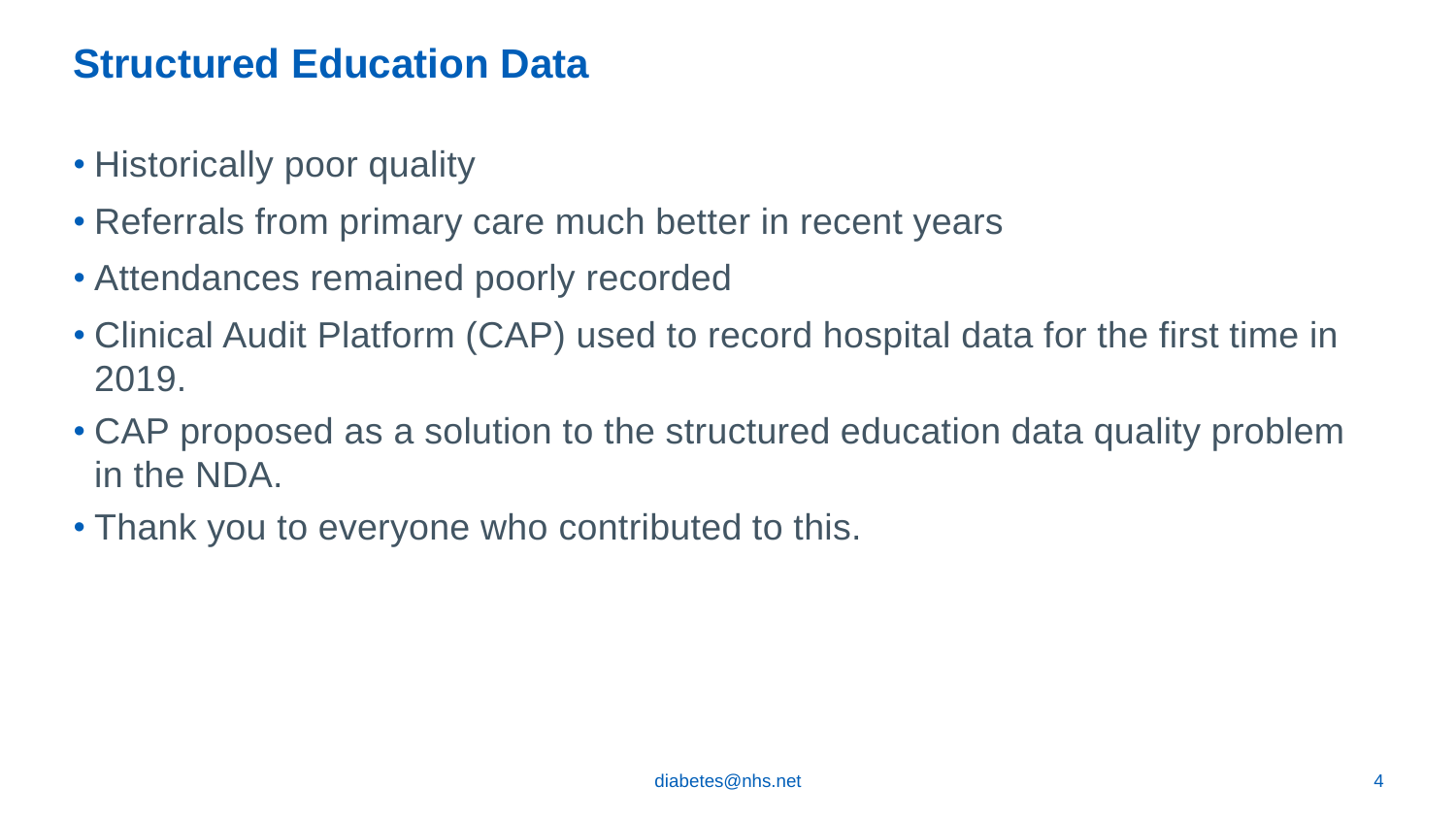## Structured Education Data

- Historically poor quality
- Referrals from primary care much better in recent years
- Attendances remained poorly recorded
- Clinical Audit Platform (CAP) used to record hospital data for the first time in 2019.
- CAP proposed as a solution to the structured education data quality problem in the NDA.
- Thank you to everyone who contributed to this.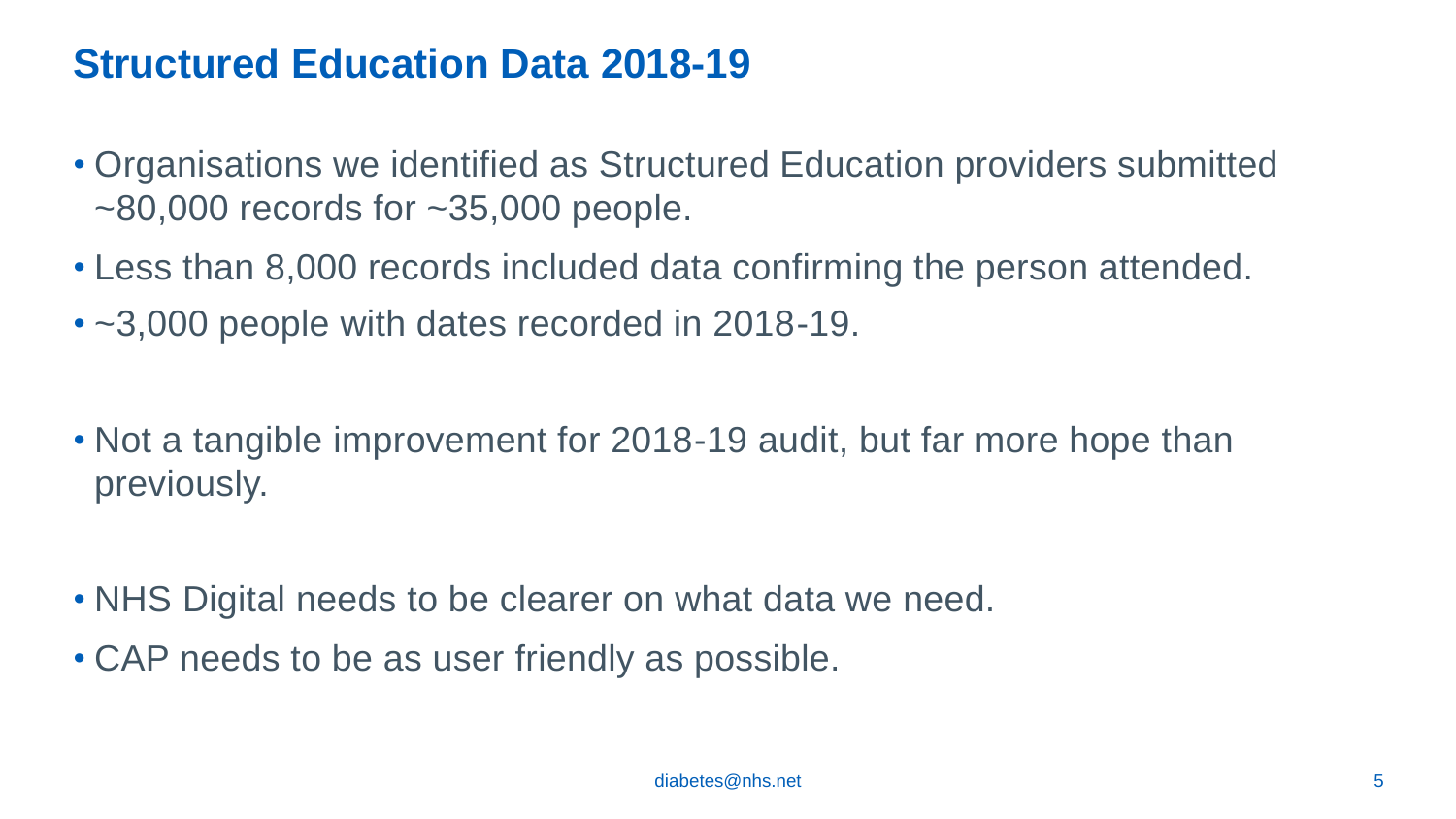# Structured Education Data 2018-19

- Organisations we identified as Structured Education providers submitted ~80,000 records for ~35,000 people.
- Less than 8,000 records included data confirming the person attended.
- ~3,000 people with dates recorded in 2018-19.

- Not a tangible improvement for 2018-19 audit, but far more hope than previously.

- NHS Digital needs to be clearer on what data we need.
- CAP needs to be as user friendly as possible.

diabetes@nhs.net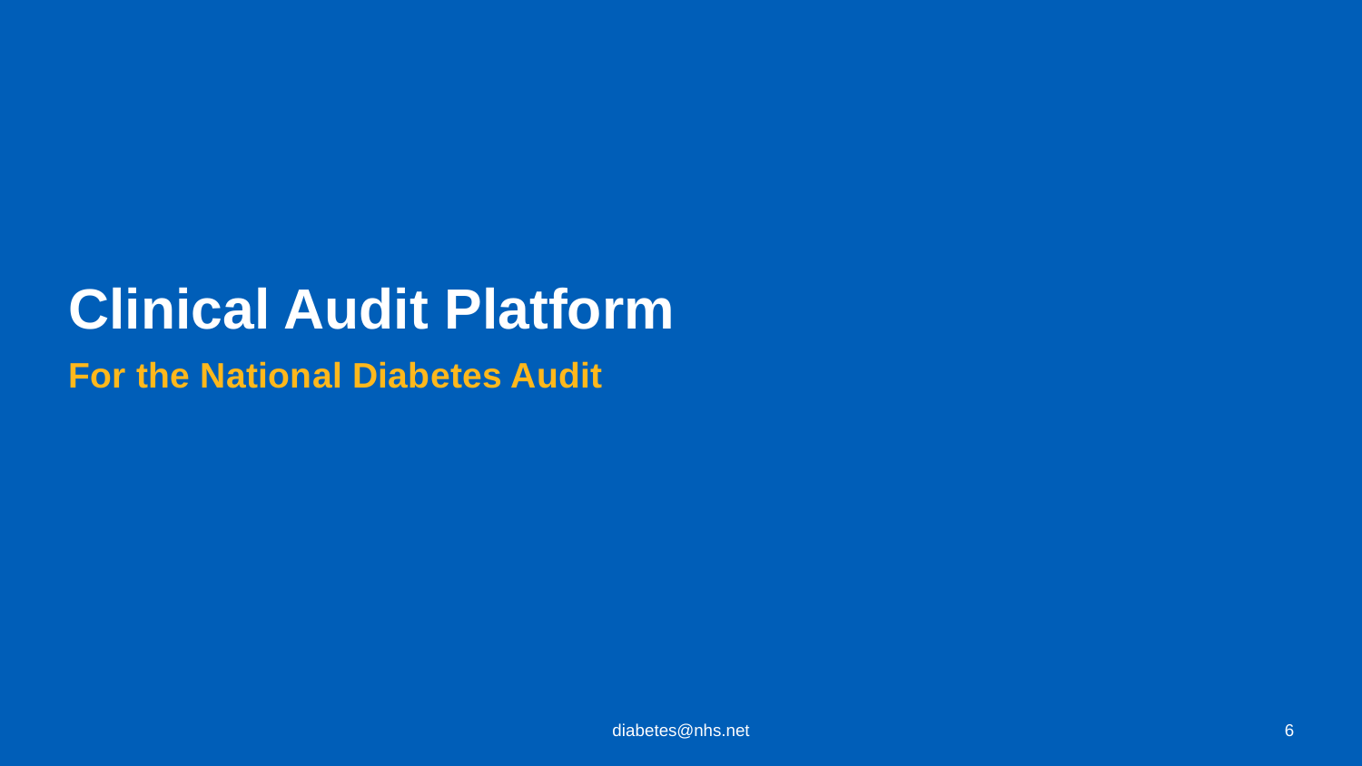# Clinical Audit Platform

## For the National Diabetes Audit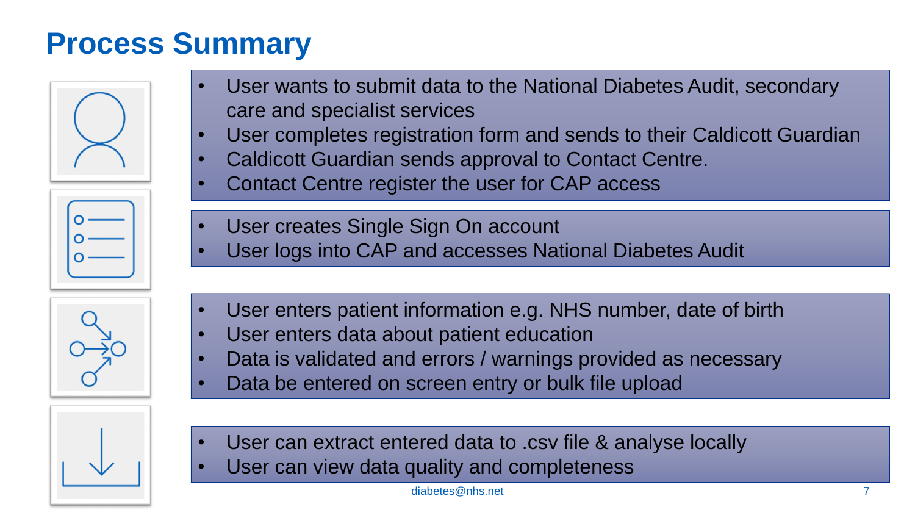# Process Summary

- User wants to submit data to the National Diabetes Audit, secondary care and specialist services
- User completes registration form and sends to their Caldicott Guardian
- Caldicott Guardian sends approval to Contact Centre.
- Contact Centre register the user for CAP access

- User creates Single Sign On account
- User logs into CAP and accesses National Diabetes Audit

- User enters patient information e.g. NHS number, date of birth
- User enters data about patient education
- Data is validated and errors / warnings provided as necessary
- Data be entered on screen entry or bulk file upload

- User can extract entered data to .csv file & analyse locally
- User can view data quality and completeness

diabetes@nhs.net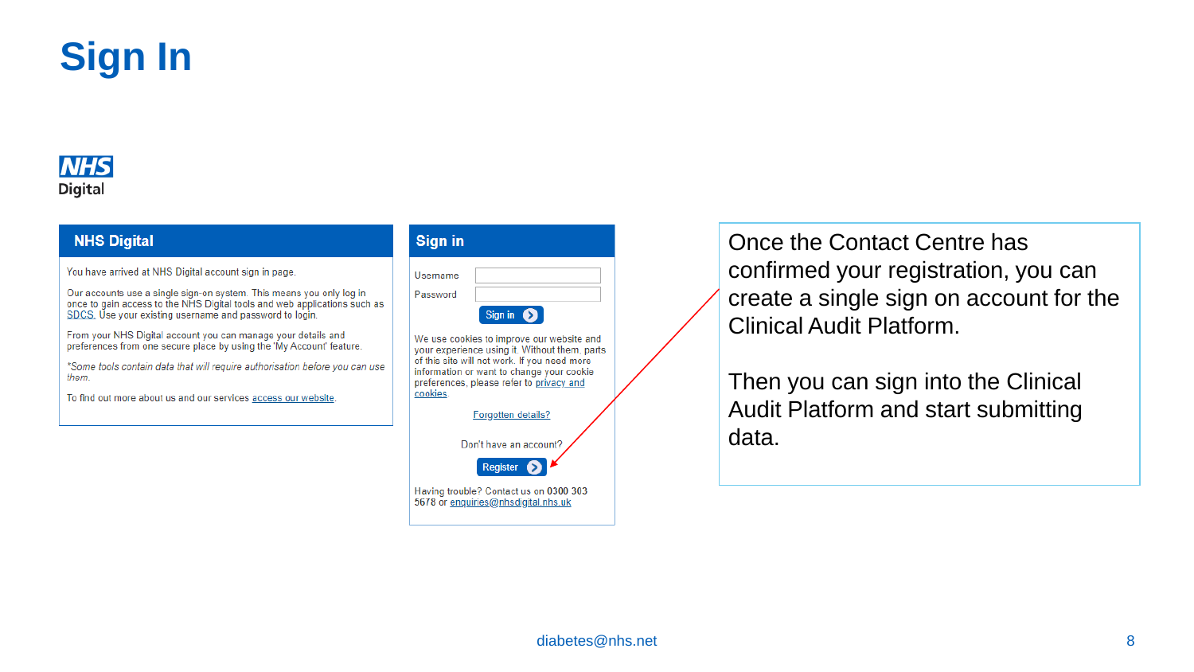# Sign In

**NHS Digital**

## NHS Digital

You have arrived at NHS Digital account sign in page.

Our accounts use a single sign-on system. This means you only log in once to gain access to the NHS Digital tools and web applications such as SDCS. Use your existing username and password to login.

From your NHS Digital account you can manage your details and preferences from one secure place by using the 'My Account' feature.

*Some tools contain data that will require authorisation before you can use them.*

To find out more about us and our services access our website.

## Sign in

Username

Password

Sign in

We use cookies to improve our website and your experience using it. Without them, parts of this site will not work. If you need more information or want to change your cookie preferences, please refer to privacy and cookies.

Forgotten details?

Don't have an account?

Register

Having trouble? Contact us on 0300 303 5678 or enquiries@nhsdigital.nhs.uk

Once the Contact Centre has confirmed your registration, you can create a single sign on account for the Clinical Audit Platform.

Then you can sign into the Clinical Audit Platform and start submitting data.

diabetes@nhs.net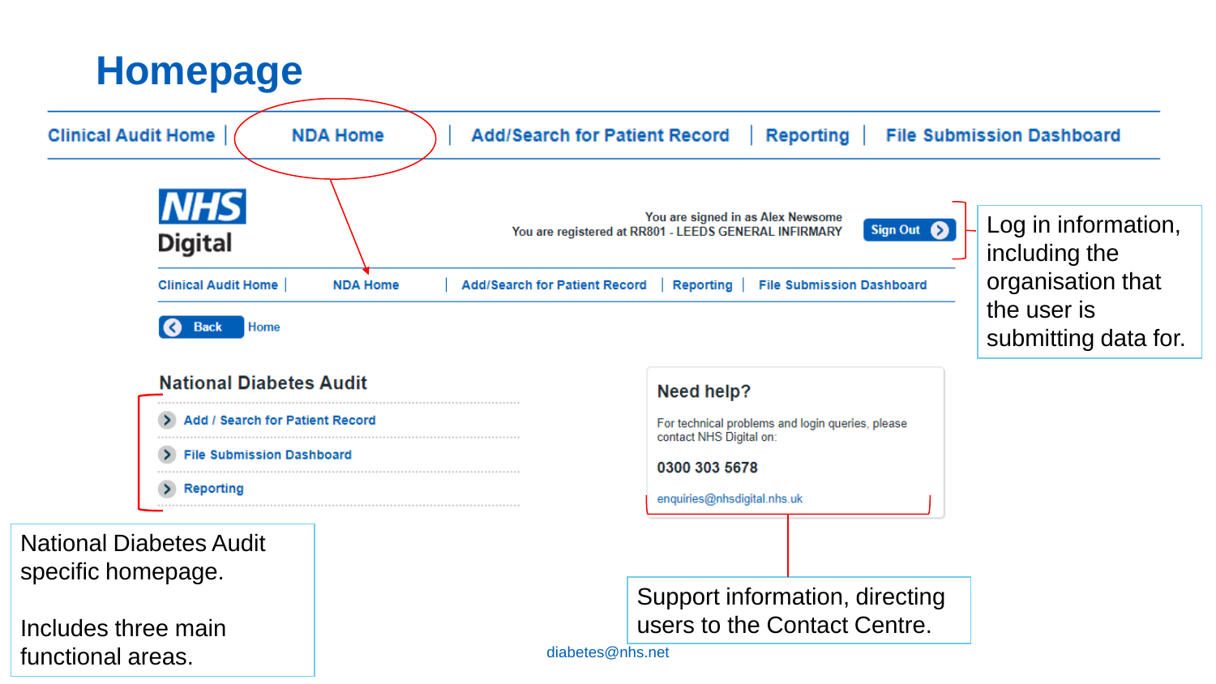# Homepage

Clinical Audit Home | NDA Home | Add/Search for Patient Record | Reporting | File Submission Dashboard

NHS Digital

You are signed in as Alex Newsome
You are registered at RR801 - LEEDS GENERAL INFIRMARY

Sign Out

Clinical Audit Home | NDA Home | Add/Search for Patient Record | Reporting | File Submission Dashboard

Back Home

## National Diabetes Audit

- Add / Search for Patient Record
- File Submission Dashboard
- Reporting

### Need help?

For technical problems and login queries, please contact NHS Digital on:

**0300 303 5678**

enquiries@nhsdigital.nhs.uk

Log in information, including the organisation that the user is submitting data for.

National Diabetes Audit specific homepage.

Includes three main functional areas.

Support information, directing users to the Contact Centre.

diabetes@nhs.net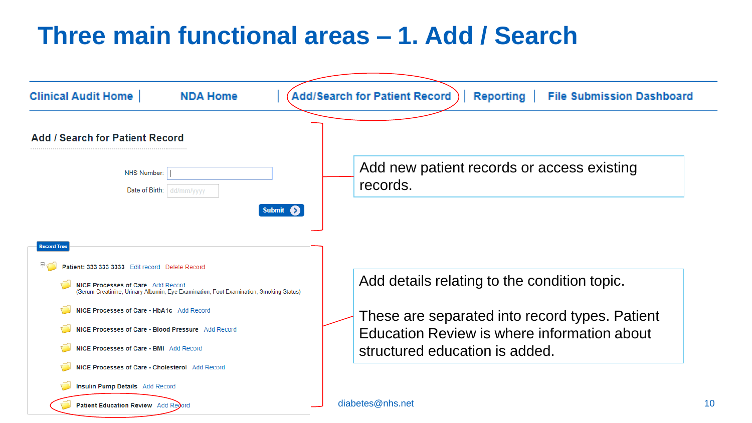# Three main functional areas – 1. Add / Search

Clinical Audit Home | NDA Home | Add/Search for Patient Record | Reporting | File Submission Dashboard

**Add / Search for Patient Record**

NHS Number:

Date of Birth: dd/mm/yyyy

Submit

Add new patient records or access existing records.

Record Tree

**Patient: 333 333 3333** Edit record Delete Record

**NICE Processes of Care** Add Record
(Serum Creatinine, Urinary Albumin, Eye Examination, Foot Examination, Smoking Status)

**NICE Processes of Care - HbA1c** Add Record

**NICE Processes of Care - Blood Pressure** Add Record

**NICE Processes of Care - BMI** Add Record

**NICE Processes of Care - Cholesterol** Add Record

**Insulin Pump Details** Add Record

**Patient Education Review** Add Record

Add details relating to the condition topic.

These are separated into record types. Patient Education Review is where information about structured education is added.

diabetes@nhs.net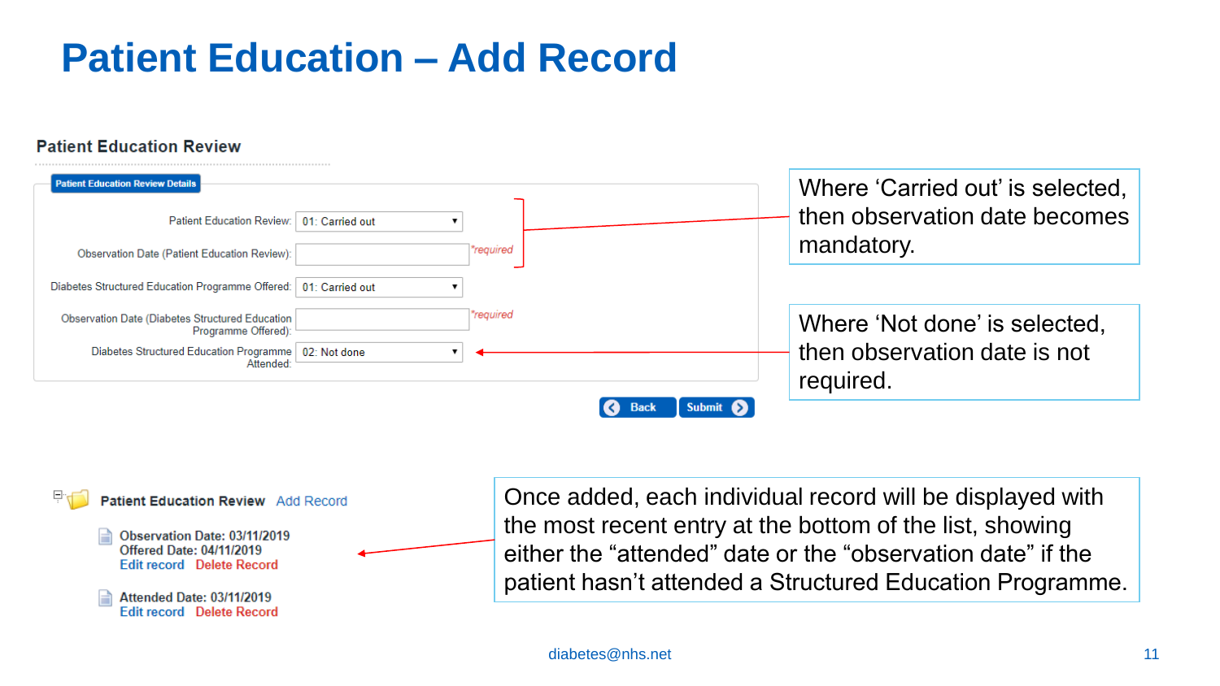# Patient Education – Add Record

## Patient Education Review

**Patient Education Review Details**

| Field | Value | |
|---|---|---|
| Patient Education Review: | 01: Carried out | |
| Observation Date (Patient Education Review): | | *required |
| Diabetes Structured Education Programme Offered: | 01: Carried out | |
| Observation Date (Diabetes Structured Education Programme Offered): | | *required |
| Diabetes Structured Education Programme Attended: | 02: Not done | |

Back | Submit

Where 'Carried out' is selected, then observation date becomes mandatory.

Where 'Not done' is selected, then observation date is not required.

**Patient Education Review** Add Record

- Observation Date: 03/11/2019
  Offered Date: 04/11/2019
  Edit record Delete Record
- Attended Date: 03/11/2019
  Edit record Delete Record

Once added, each individual record will be displayed with the most recent entry at the bottom of the list, showing either the "attended" date or the "observation date" if the patient hasn't attended a Structured Education Programme.

diabetes@nhs.net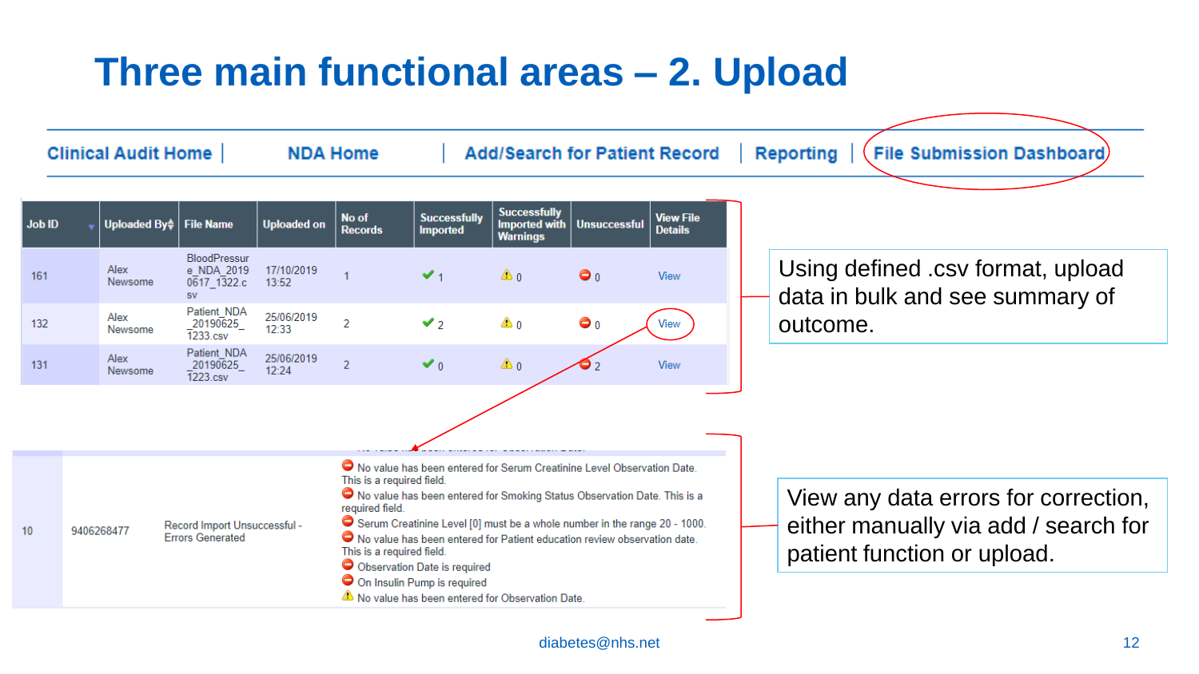# Three main functional areas – 2. Upload

Clinical Audit Home | NDA Home | Add/Search for Patient Record | Reporting | File Submission Dashboard

| Job ID | Uploaded By | File Name | Uploaded on | No of Records | Successfully Imported | Successfully Imported with Warnings | Unsuccessful | View File Details |
|---|---|---|---|---|---|---|---|---|
| 161 | Alex Newsome | BloodPressure_NDA_20190617_1322.csv | 17/10/2019 13:52 | 1 | 1 | 0 | 0 | View |
| 132 | Alex Newsome | Patient_NDA_20190625_1233.csv | 25/06/2019 12:33 | 2 | 2 | 0 | 0 | View |
| 131 | Alex Newsome | Patient_NDA_20190625_1223.csv | 25/06/2019 12:24 | 2 | 0 | 0 | 2 | View |

Using defined .csv format, upload data in bulk and see summary of outcome.

| | | | |
|---|---|---|---|
| 10 | 9406268477 | Record Import Unsuccessful - Errors Generated | No value has been entered for Serum Creatinine Level Observation Date. This is a required field.<br>No value has been entered for Smoking Status Observation Date. This is a required field.<br>Serum Creatinine Level [0] must be a whole number in the range 20 - 1000.<br>No value has been entered for Patient education review observation date. This is a required field.<br>Observation Date is required<br>On Insulin Pump is required<br>No value has been entered for Observation Date. |

View any data errors for correction, either manually via add / search for patient function or upload.

diabetes@nhs.net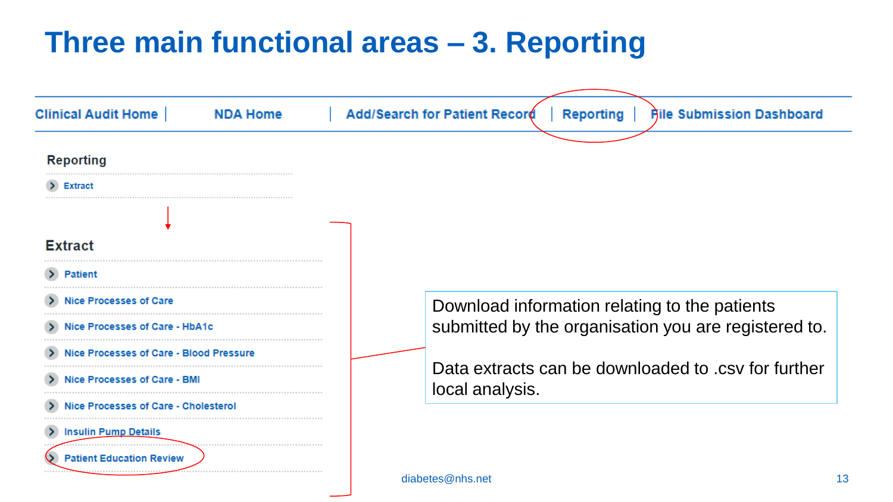# Three main functional areas – 3. Reporting

Clinical Audit Home | NDA Home | Add/Search for Patient Record | Reporting | File Submission Dashboard

**Reporting**

- Extract

**Extract**

- Patient
- Nice Processes of Care
- Nice Processes of Care - HbA1c
- Nice Processes of Care - Blood Pressure
- Nice Processes of Care - BMI
- Nice Processes of Care - Cholesterol
- Insulin Pump Details
- Patient Education Review

Download information relating to the patients submitted by the organisation you are registered to.

Data extracts can be downloaded to .csv for further local analysis.

diabetes@nhs.net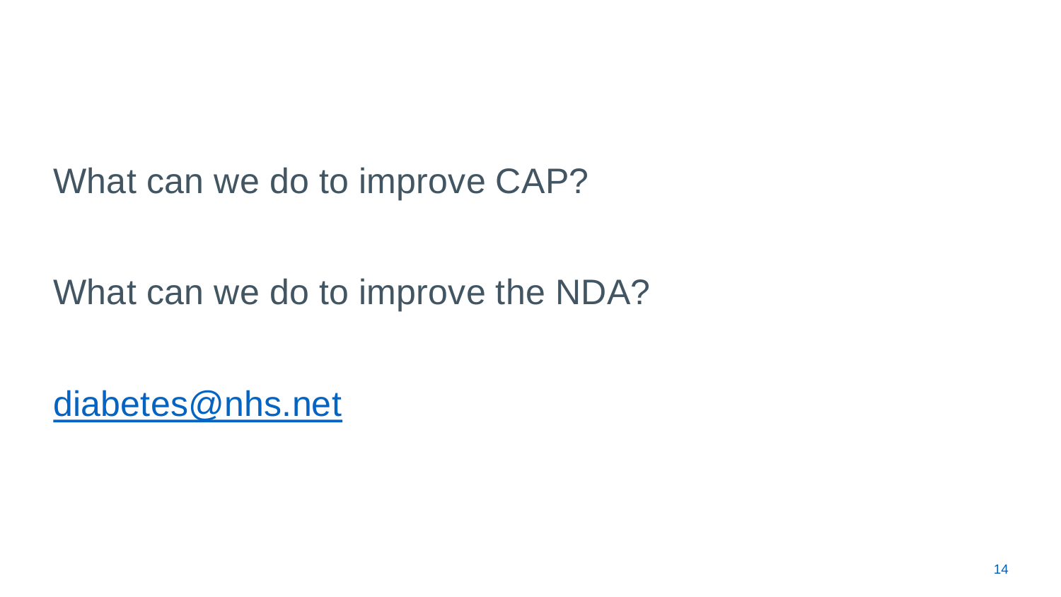What can we do to improve CAP?

What can we do to improve the NDA?

[diabetes@nhs.net](mailto:diabetes@nhs.net)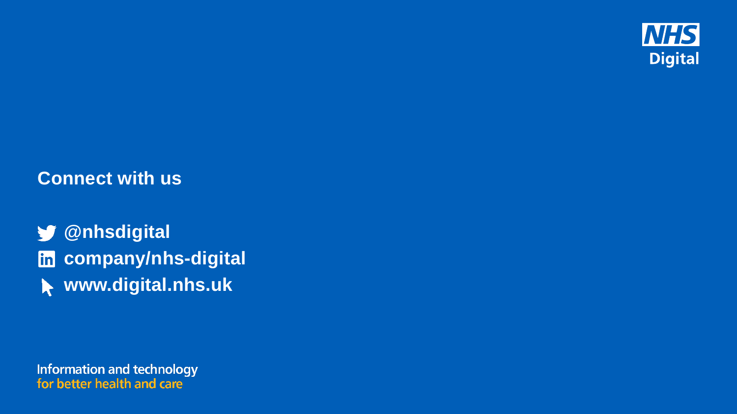NHS Digital

## Connect with us

- @nhsdigital
- company/nhs-digital
- www.digital.nhs.uk

Information and technology
for better health and care